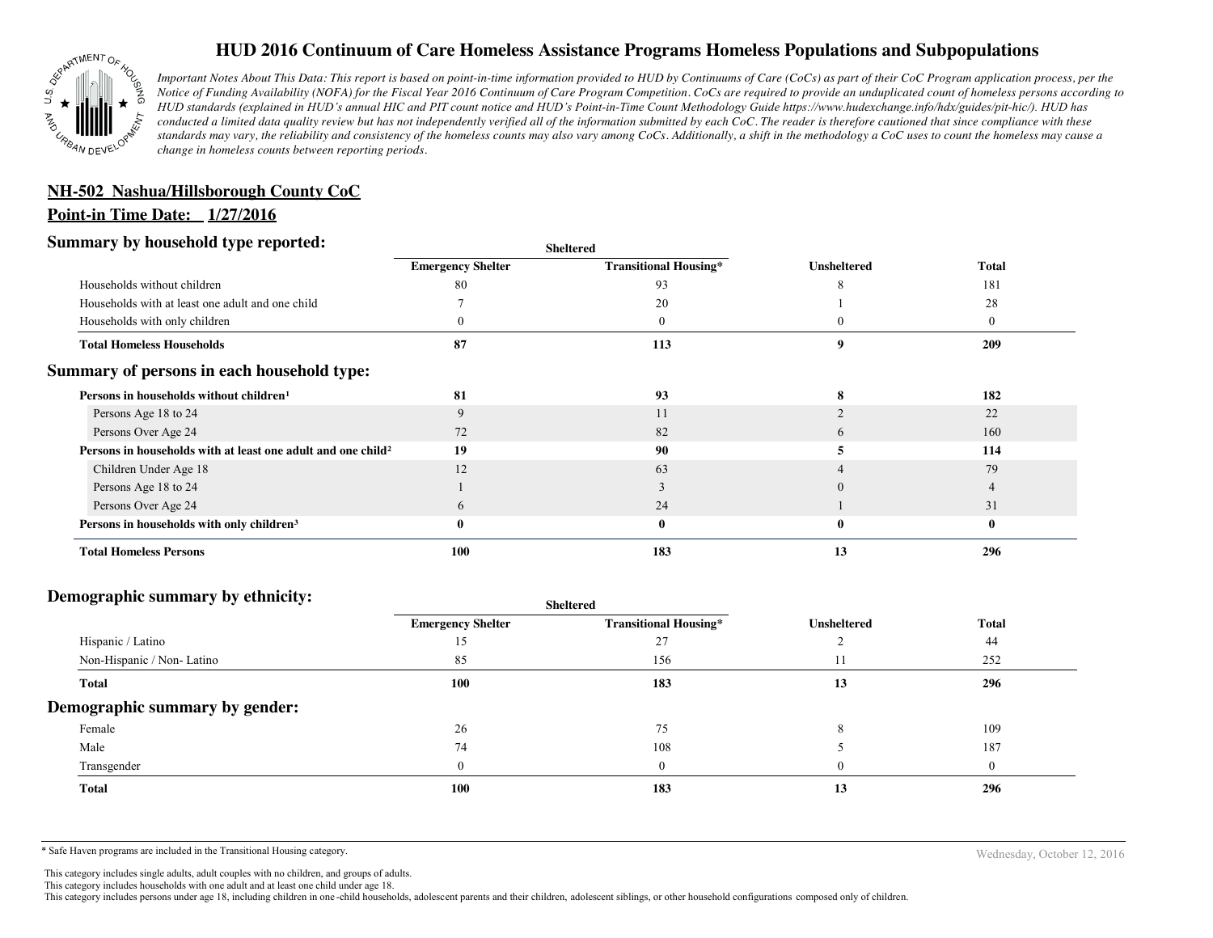# HUD 2016 Continuum of Care Homeless Assistance Programs Homeless Populations and Subpopulations

*Important Notes About This Data: This report is based on point-in-time information provided to HUD by Continuums of Care (CoCs) as part of their CoC Program application process, per the Notice of Funding Availability (NOFA) for the Fiscal Year 2016 Continuum of Care Program Competition. CoCs are required to provide an unduplicated count of homeless persons according to HUD standards (explained in HUD's annual HIC and PIT count notice and HUD's Point-in-Time Count Methodology Guide https://www.hudexchange.info/hdx/guides/pit-hic/). HUD has conducted a limited data quality review but has not independently verified all of the information submitted by each CoC. The reader is therefore cautioned that since compliance with these standards may vary, the reliability and consistency of the homeless counts may also vary among CoCs. Additionally, a shift in the methodology a CoC uses to count the homeless may cause a change in homeless counts between reporting periods.*

## NH-502 Nashua/Hillsborough County CoC

**Point-in Time Date: 1/27/2016**

### Summary by household type reported:

| | Sheltered | | | |
|---|---|---|---|---|
| | **Emergency Shelter** | **Transitional Housing*** | **Unsheltered** | **Total** |
| Households without children | 80 | 93 | 8 | 181 |
| Households with at least one adult and one child | 7 | 20 | 1 | 28 |
| Households with only children | 0 | 0 | 0 | 0 |
| **Total Homeless Households** | **87** | **113** | **9** | **209** |

### Summary of persons in each household type:

| | Emergency Shelter | Transitional Housing* | Unsheltered | Total |
|---|---|---|---|---|
| **Persons in households without children[1]** | **81** | **93** | **8** | **182** |
| Persons Age 18 to 24 | 9 | 11 | 2 | 22 |
| Persons Over Age 24 | 72 | 82 | 6 | 160 |
| **Persons in households with at least one adult and one child[2]** | **19** | **90** | **5** | **114** |
| Children Under Age 18 | 12 | 63 | 4 | 79 |
| Persons Age 18 to 24 | 1 | 3 | 0 | 4 |
| Persons Over Age 24 | 6 | 24 | 1 | 31 |
| **Persons in households with only children[3]** | **0** | **0** | **0** | **0** |
| **Total Homeless Persons** | **100** | **183** | **13** | **296** |

### Demographic summary by ethnicity:

| | Sheltered | | | |
|---|---|---|---|---|
| | **Emergency Shelter** | **Transitional Housing*** | **Unsheltered** | **Total** |
| Hispanic / Latino | 15 | 27 | 2 | 44 |
| Non-Hispanic / Non- Latino | 85 | 156 | 11 | 252 |
| **Total** | **100** | **183** | **13** | **296** |

### Demographic summary by gender:

| | Emergency Shelter | Transitional Housing* | Unsheltered | Total |
|---|---|---|---|---|
| Female | 26 | 75 | 8 | 109 |
| Male | 74 | 108 | 5 | 187 |
| Transgender | 0 | 0 | 0 | 0 |
| **Total** | **100** | **183** | **13** | **296** |

\* Safe Haven programs are included in the Transitional Housing category.

Wednesday, October 12, 2016

[1] This category includes single adults, adult couples with no children, and groups of adults.
[2] This category includes households with one adult and at least one child under age 18.
[3] This category includes persons under age 18, including children in one -child households, adolescent parents and their children, adolescent siblings, or other household configurations composed only of children.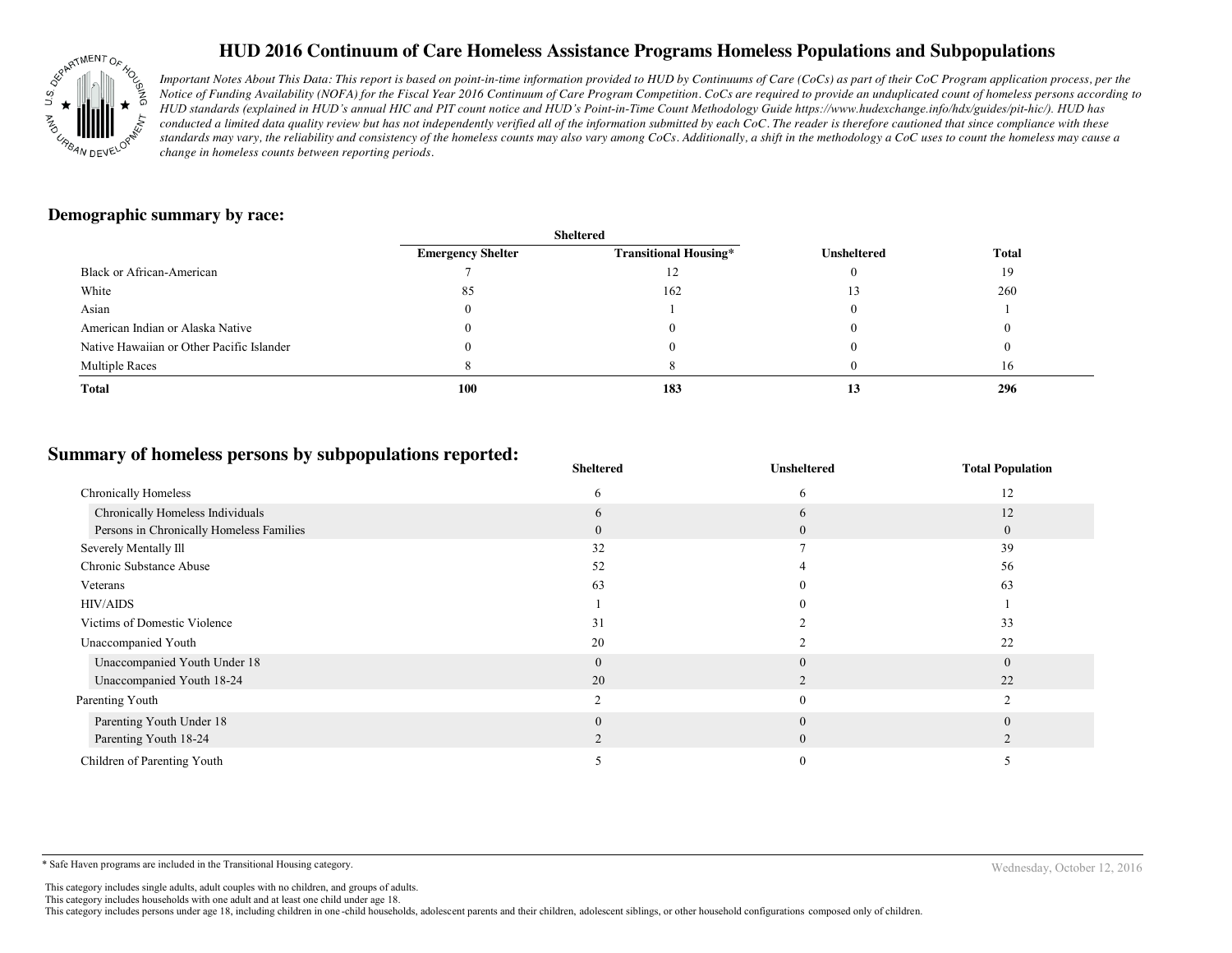# HUD 2016 Continuum of Care Homeless Assistance Programs Homeless Populations and Subpopulations

*Important Notes About This Data: This report is based on point-in-time information provided to HUD by Continuums of Care (CoCs) as part of their CoC Program application process, per the Notice of Funding Availability (NOFA) for the Fiscal Year 2016 Continuum of Care Program Competition. CoCs are required to provide an unduplicated count of homeless persons according to HUD standards (explained in HUD's annual HIC and PIT count notice and HUD's Point-in-Time Count Methodology Guide https://www.hudexchange.info/hdx/guides/pit-hic/). HUD has conducted a limited data quality review but has not independently verified all of the information submitted by each CoC. The reader is therefore cautioned that since compliance with these standards may vary, the reliability and consistency of the homeless counts may also vary among CoCs. Additionally, a shift in the methodology a CoC uses to count the homeless may cause a change in homeless counts between reporting periods.*

## Demographic summary by race:

| | Sheltered | | | |
|---|---|---|---|---|
| | Emergency Shelter | Transitional Housing* | Unsheltered | Total |
| Black or African-American | 7 | 12 | 0 | 19 |
| White | 85 | 162 | 13 | 260 |
| Asian | 0 | 1 | 0 | 1 |
| American Indian or Alaska Native | 0 | 0 | 0 | 0 |
| Native Hawaiian or Other Pacific Islander | 0 | 0 | 0 | 0 |
| Multiple Races | 8 | 8 | 0 | 16 |
| **Total** | **100** | **183** | **13** | **296** |

## Summary of homeless persons by subpopulations reported:

| | Sheltered | Unsheltered | Total Population |
|---|---|---|---|
| Chronically Homeless | 6 | 6 | 12 |
| Chronically Homeless Individuals | 6 | 6 | 12 |
| Persons in Chronically Homeless Families | 0 | 0 | 0 |
| Severely Mentally Ill | 32 | 7 | 39 |
| Chronic Substance Abuse | 52 | 4 | 56 |
| Veterans | 63 | 0 | 63 |
| HIV/AIDS | 1 | 0 | 1 |
| Victims of Domestic Violence | 31 | 2 | 33 |
| Unaccompanied Youth | 20 | 2 | 22 |
| Unaccompanied Youth Under 18 | 0 | 0 | 0 |
| Unaccompanied Youth 18-24 | 20 | 2 | 22 |
| Parenting Youth | 2 | 0 | 2 |
| Parenting Youth Under 18 | 0 | 0 | 0 |
| Parenting Youth 18-24 | 2 | 0 | 2 |
| Children of Parenting Youth | 5 | 0 | 5 |

* Safe Haven programs are included in the Transitional Housing category.

This category includes single adults, adult couples with no children, and groups of adults.
This category includes households with one adult and at least one child under age 18.
This category includes persons under age 18, including children in one-child households, adolescent parents and their children, adolescent siblings, or other household configurations composed only of children.

Wednesday, October 12, 2016